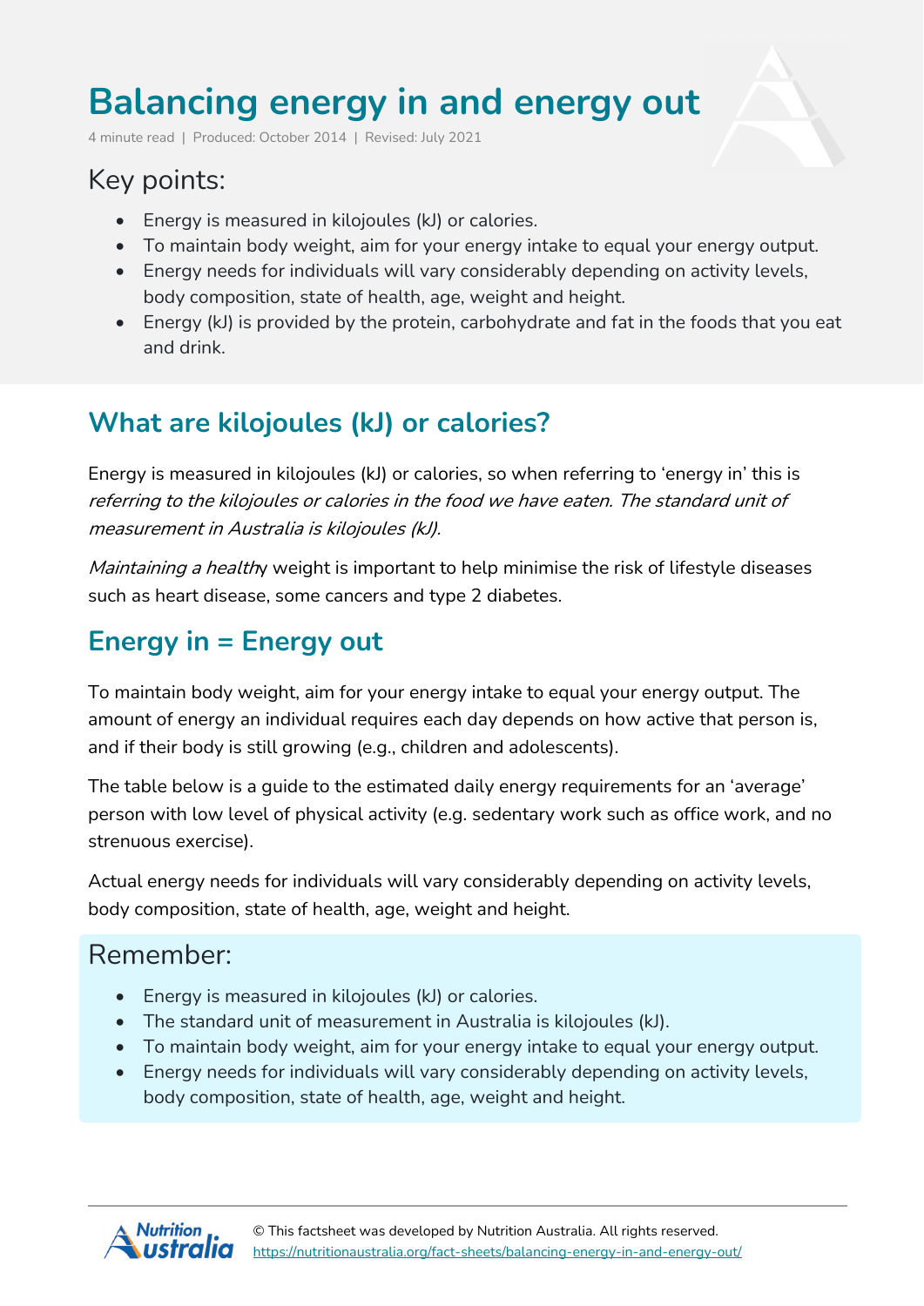# Balancing energy in and energy out

4 minute read | Produced: October 2014 | Revised: July 2021

## Key points:

- Energy is measured in kilojoules (kJ) or calories.
- To maintain body weight, aim for your energy intake to equal your energy output.
- Energy needs for individuals will vary considerably depending on activity levels, body composition, state of health, age, weight and height.
- Energy (kJ) is provided by the protein, carbohydrate and fat in the foods that you eat and drink.

## What are kilojoules (kJ) or calories?

Energy is measured in kilojoules (kJ) or calories, so when referring to 'energy in' this is *referring to the kilojoules or calories in the food we have eaten. The standard unit of measurement in Australia is kilojoules (kJ).*

*Maintaining a health*y weight is important to help minimise the risk of lifestyle diseases such as heart disease, some cancers and type 2 diabetes.

## Energy in = Energy out

To maintain body weight, aim for your energy intake to equal your energy output. The amount of energy an individual requires each day depends on how active that person is, and if their body is still growing (e.g., children and adolescents).

The table below is a guide to the estimated daily energy requirements for an 'average' person with low level of physical activity (e.g. sedentary work such as office work, and no strenuous exercise).

Actual energy needs for individuals will vary considerably depending on activity levels, body composition, state of health, age, weight and height.

## Remember:

- Energy is measured in kilojoules (kJ) or calories.
- The standard unit of measurement in Australia is kilojoules (kJ).
- To maintain body weight, aim for your energy intake to equal your energy output.
- Energy needs for individuals will vary considerably depending on activity levels, body composition, state of health, age, weight and height.

© This factsheet was developed by Nutrition Australia. All rights reserved.
https://nutritionaustralia.org/fact-sheets/balancing-energy-in-and-energy-out/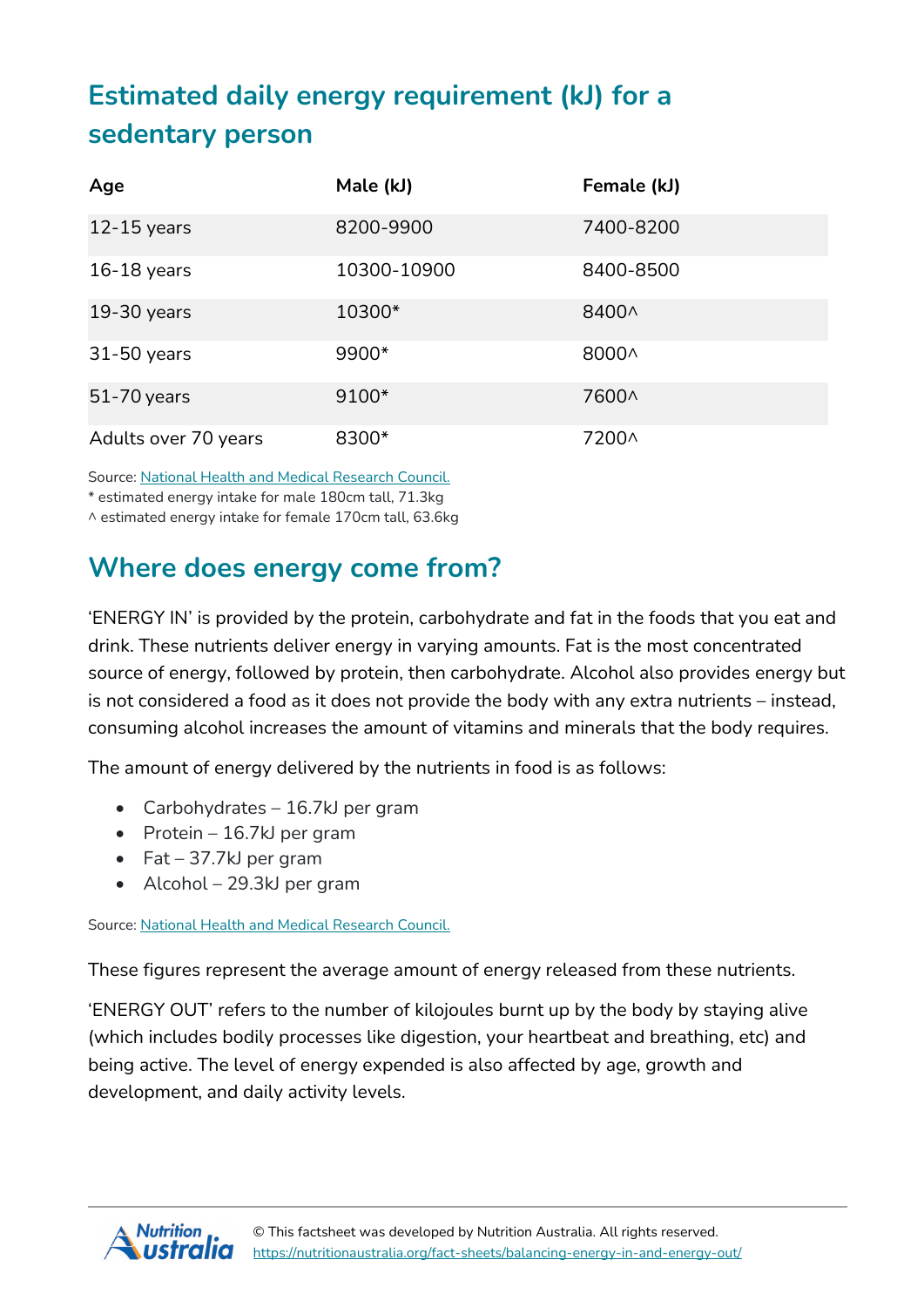## Estimated daily energy requirement (kJ) for a sedentary person

| Age | Male (kJ) | Female (kJ) |
|---|---|---|
| 12-15 years | 8200-9900 | 7400-8200 |
| 16-18 years | 10300-10900 | 8400-8500 |
| 19-30 years | 10300* | 8400^ |
| 31-50 years | 9900* | 8000^ |
| 51-70 years | 9100* | 7600^ |
| Adults over 70 years | 8300* | 7200^ |

Source: National Health and Medical Research Council.
* estimated energy intake for male 180cm tall, 71.3kg
^ estimated energy intake for female 170cm tall, 63.6kg

## Where does energy come from?

'ENERGY IN' is provided by the protein, carbohydrate and fat in the foods that you eat and drink. These nutrients deliver energy in varying amounts. Fat is the most concentrated source of energy, followed by protein, then carbohydrate. Alcohol also provides energy but is not considered a food as it does not provide the body with any extra nutrients – instead, consuming alcohol increases the amount of vitamins and minerals that the body requires.

The amount of energy delivered by the nutrients in food is as follows:

- Carbohydrates – 16.7kJ per gram
- Protein – 16.7kJ per gram
- Fat – 37.7kJ per gram
- Alcohol – 29.3kJ per gram

Source: National Health and Medical Research Council.

These figures represent the average amount of energy released from these nutrients.

'ENERGY OUT' refers to the number of kilojoules burnt up by the body by staying alive (which includes bodily processes like digestion, your heartbeat and breathing, etc) and being active. The level of energy expended is also affected by age, growth and development, and daily activity levels.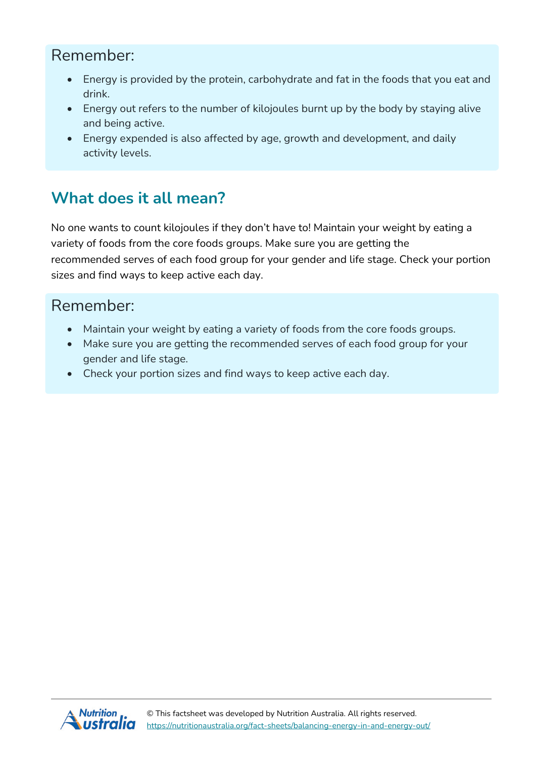## Remember:

- Energy is provided by the protein, carbohydrate and fat in the foods that you eat and drink.
- Energy out refers to the number of kilojoules burnt up by the body by staying alive and being active.
- Energy expended is also affected by age, growth and development, and daily activity levels.

## What does it all mean?

No one wants to count kilojoules if they don't have to! Maintain your weight by eating a variety of foods from the core foods groups. Make sure you are getting the recommended serves of each food group for your gender and life stage. Check your portion sizes and find ways to keep active each day.

## Remember:

- Maintain your weight by eating a variety of foods from the core foods groups.
- Make sure you are getting the recommended serves of each food group for your gender and life stage.
- Check your portion sizes and find ways to keep active each day.

© This factsheet was developed by Nutrition Australia. All rights reserved.
https://nutritionaustralia.org/fact-sheets/balancing-energy-in-and-energy-out/